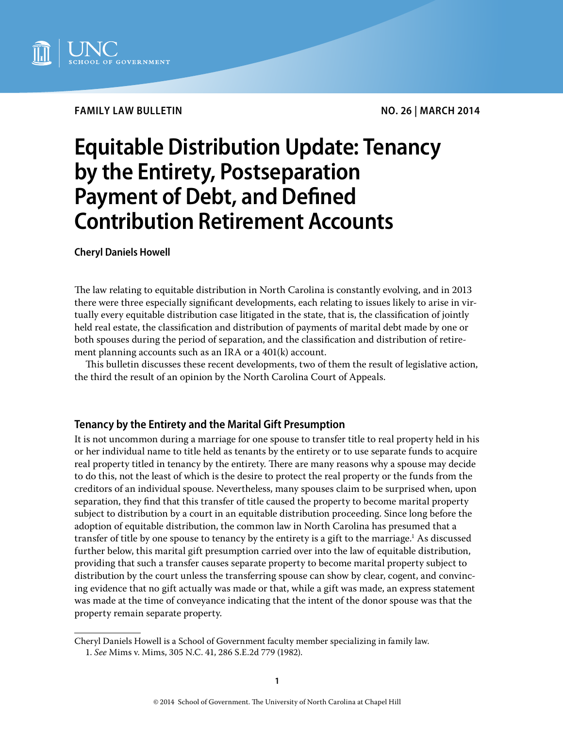FAMILY LAW BULLETIN

NO. 26 | MARCH 2014

# Equitable Distribution Update: Tenancy by the Entirety, Postseparation Payment of Debt, and Defined Contribution Retirement Accounts

**Cheryl Daniels Howell**

The law relating to equitable distribution in North Carolina is constantly evolving, and in 2013 there were three especially significant developments, each relating to issues likely to arise in virtually every equitable distribution case litigated in the state, that is, the classification of jointly held real estate, the classification and distribution of payments of marital debt made by one or both spouses during the period of separation, and the classification and distribution of retirement planning accounts such as an IRA or a 401(k) account.

This bulletin discusses these recent developments, two of them the result of legislative action, the third the result of an opinion by the North Carolina Court of Appeals.

## Tenancy by the Entirety and the Marital Gift Presumption

It is not uncommon during a marriage for one spouse to transfer title to real property held in his or her individual name to title held as tenants by the entirety or to use separate funds to acquire real property titled in tenancy by the entirety. There are many reasons why a spouse may decide to do this, not the least of which is the desire to protect the real property or the funds from the creditors of an individual spouse. Nevertheless, many spouses claim to be surprised when, upon separation, they find that this transfer of title caused the property to become marital property subject to distribution by a court in an equitable distribution proceeding. Since long before the adoption of equitable distribution, the common law in North Carolina has presumed that a transfer of title by one spouse to tenancy by the entirety is a gift to the marriage.[1] As discussed further below, this marital gift presumption carried over into the law of equitable distribution, providing that such a transfer causes separate property to become marital property subject to distribution by the court unless the transferring spouse can show by clear, cogent, and convincing evidence that no gift actually was made or that, while a gift was made, an express statement was made at the time of conveyance indicating that the intent of the donor spouse was that the property remain separate property.

---

Cheryl Daniels Howell is a School of Government faculty member specializing in family law.

1. *See* Mims v. Mims, 305 N.C. 41, 286 S.E.2d 779 (1982).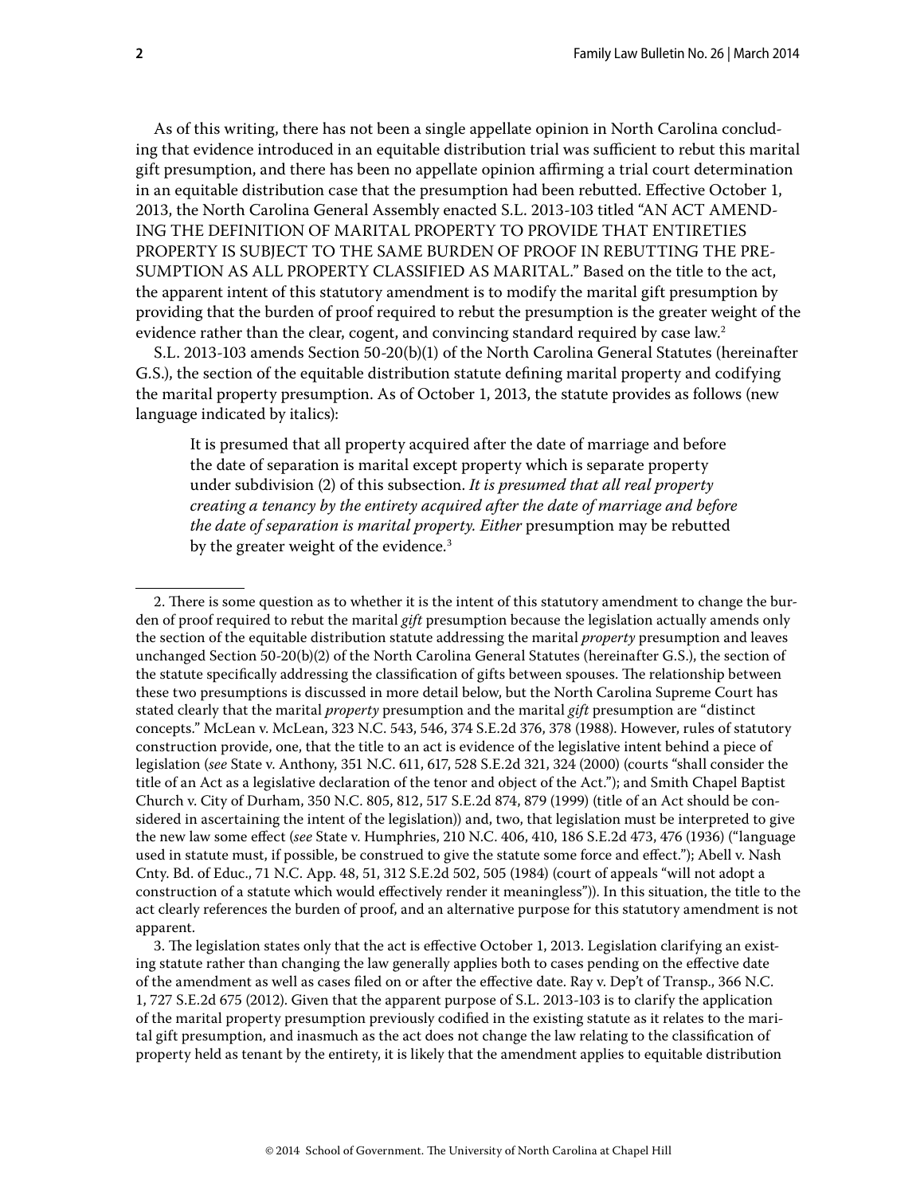As of this writing, there has not been a single appellate opinion in North Carolina concluding that evidence introduced in an equitable distribution trial was sufficient to rebut this marital gift presumption, and there has been no appellate opinion affirming a trial court determination in an equitable distribution case that the presumption had been rebutted. Effective October 1, 2013, the North Carolina General Assembly enacted S.L. 2013-103 titled "AN ACT AMENDING THE DEFINITION OF MARITAL PROPERTY TO PROVIDE THAT ENTIRETIES PROPERTY IS SUBJECT TO THE SAME BURDEN OF PROOF IN REBUTTING THE PRESUMPTION AS ALL PROPERTY CLASSIFIED AS MARITAL." Based on the title to the act, the apparent intent of this statutory amendment is to modify the marital gift presumption by providing that the burden of proof required to rebut the presumption is the greater weight of the evidence rather than the clear, cogent, and convincing standard required by case law.[2]

S.L. 2013-103 amends Section 50-20(b)(1) of the North Carolina General Statutes (hereinafter G.S.), the section of the equitable distribution statute defining marital property and codifying the marital property presumption. As of October 1, 2013, the statute provides as follows (new language indicated by italics):

> It is presumed that all property acquired after the date of marriage and before the date of separation is marital except property which is separate property under subdivision (2) of this subsection. *It is presumed that all real property creating a tenancy by the entirety acquired after the date of marriage and before the date of separation is marital property. Either* presumption may be rebutted by the greater weight of the evidence.[3]

---

2. There is some question as to whether it is the intent of this statutory amendment to change the burden of proof required to rebut the marital *gift* presumption because the legislation actually amends only the section of the equitable distribution statute addressing the marital *property* presumption and leaves unchanged Section 50-20(b)(2) of the North Carolina General Statutes (hereinafter G.S.), the section of the statute specifically addressing the classification of gifts between spouses. The relationship between these two presumptions is discussed in more detail below, but the North Carolina Supreme Court has stated clearly that the marital *property* presumption and the marital *gift* presumption are "distinct concepts." McLean v. McLean, 323 N.C. 543, 546, 374 S.E.2d 376, 378 (1988). However, rules of statutory construction provide, one, that the title to an act is evidence of the legislative intent behind a piece of legislation (*see* State v. Anthony, 351 N.C. 611, 617, 528 S.E.2d 321, 324 (2000) (courts "shall consider the title of an Act as a legislative declaration of the tenor and object of the Act."); and Smith Chapel Baptist Church v. City of Durham, 350 N.C. 805, 812, 517 S.E.2d 874, 879 (1999) (title of an Act should be considered in ascertaining the intent of the legislation)) and, two, that legislation must be interpreted to give the new law some effect (*see* State v. Humphries, 210 N.C. 406, 410, 186 S.E.2d 473, 476 (1936) ("language used in statute must, if possible, be construed to give the statute some force and effect."); Abell v. Nash Cnty. Bd. of Educ., 71 N.C. App. 48, 51, 312 S.E.2d 502, 505 (1984) (court of appeals "will not adopt a construction of a statute which would effectively render it meaningless")). In this situation, the title to the act clearly references the burden of proof, and an alternative purpose for this statutory amendment is not apparent.

3. The legislation states only that the act is effective October 1, 2013. Legislation clarifying an existing statute rather than changing the law generally applies both to cases pending on the effective date of the amendment as well as cases filed on or after the effective date. Ray v. Dep't of Transp., 366 N.C. 1, 727 S.E.2d 675 (2012). Given that the apparent purpose of S.L. 2013-103 is to clarify the application of the marital property presumption previously codified in the existing statute as it relates to the marital gift presumption, and inasmuch as the act does not change the law relating to the classification of property held as tenant by the entirety, it is likely that the amendment applies to equitable distribution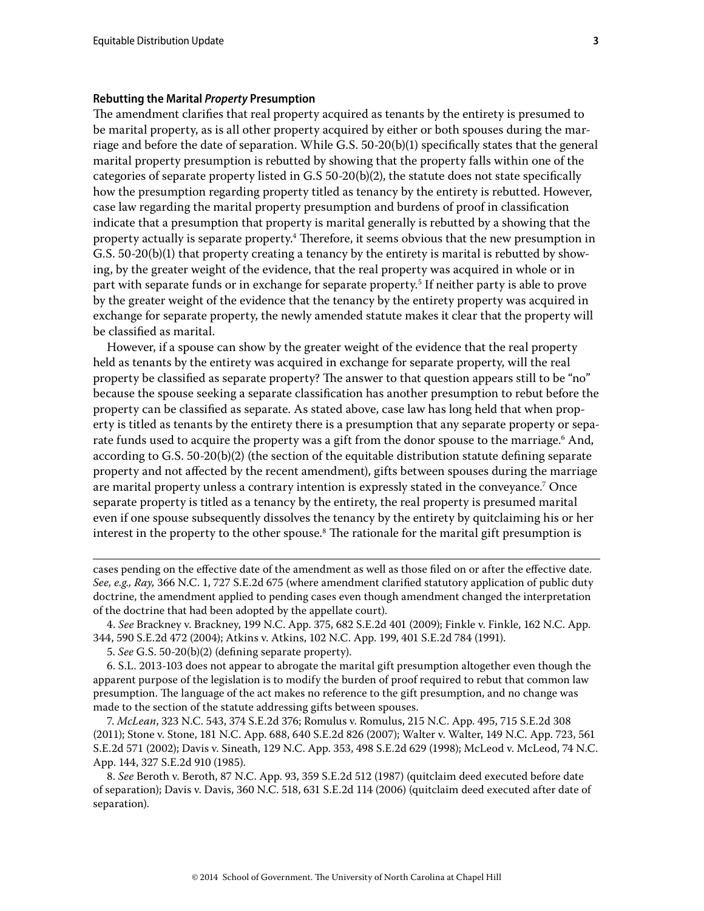### Rebutting the Marital *Property* Presumption

The amendment clarifies that real property acquired as tenants by the entirety is presumed to be marital property, as is all other property acquired by either or both spouses during the marriage and before the date of separation. While G.S. 50-20(b)(1) specifically states that the general marital property presumption is rebutted by showing that the property falls within one of the categories of separate property listed in G.S 50-20(b)(2), the statute does not state specifically how the presumption regarding property titled as tenancy by the entirety is rebutted. However, case law regarding the marital property presumption and burdens of proof in classification indicate that a presumption that property is marital generally is rebutted by a showing that the property actually is separate property.[4] Therefore, it seems obvious that the new presumption in G.S. 50-20(b)(1) that property creating a tenancy by the entirety is marital is rebutted by showing, by the greater weight of the evidence, that the real property was acquired in whole or in part with separate funds or in exchange for separate property.[5] If neither party is able to prove by the greater weight of the evidence that the tenancy by the entirety property was acquired in exchange for separate property, the newly amended statute makes it clear that the property will be classified as marital.

However, if a spouse can show by the greater weight of the evidence that the real property held as tenants by the entirety was acquired in exchange for separate property, will the real property be classified as separate property? The answer to that question appears still to be "no" because the spouse seeking a separate classification has another presumption to rebut before the property can be classified as separate. As stated above, case law has long held that when property is titled as tenants by the entirety there is a presumption that any separate property or separate funds used to acquire the property was a gift from the donor spouse to the marriage.[6] And, according to G.S. 50-20(b)(2) (the section of the equitable distribution statute defining separate property and not affected by the recent amendment), gifts between spouses during the marriage are marital property unless a contrary intention is expressly stated in the conveyance.[7] Once separate property is titled as a tenancy by the entirety, the real property is presumed marital even if one spouse subsequently dissolves the tenancy by the entirety by quitclaiming his or her interest in the property to the other spouse.[8] The rationale for the marital gift presumption is

---

cases pending on the effective date of the amendment as well as those filed on or after the effective date. *See, e.g., Ray,* 366 N.C. 1, 727 S.E.2d 675 (where amendment clarified statutory application of public duty doctrine, the amendment applied to pending cases even though amendment changed the interpretation of the doctrine that had been adopted by the appellate court).

4. *See* Brackney v. Brackney, 199 N.C. App. 375, 682 S.E.2d 401 (2009); Finkle v. Finkle, 162 N.C. App. 344, 590 S.E.2d 472 (2004); Atkins v. Atkins, 102 N.C. App. 199, 401 S.E.2d 784 (1991).

5. *See* G.S. 50-20(b)(2) (defining separate property).

6. S.L. 2013-103 does not appear to abrogate the marital gift presumption altogether even though the apparent purpose of the legislation is to modify the burden of proof required to rebut that common law presumption. The language of the act makes no reference to the gift presumption, and no change was made to the section of the statute addressing gifts between spouses.

7. *McLean*, 323 N.C. 543, 374 S.E.2d 376; Romulus v. Romulus, 215 N.C. App. 495, 715 S.E.2d 308 (2011); Stone v. Stone, 181 N.C. App. 688, 640 S.E.2d 826 (2007); Walter v. Walter, 149 N.C. App. 723, 561 S.E.2d 571 (2002); Davis v. Sineath, 129 N.C. App. 353, 498 S.E.2d 629 (1998); McLeod v. McLeod, 74 N.C. App. 144, 327 S.E.2d 910 (1985).

8. *See* Beroth v. Beroth, 87 N.C. App. 93, 359 S.E.2d 512 (1987) (quitclaim deed executed before date of separation); Davis v. Davis, 360 N.C. 518, 631 S.E.2d 114 (2006) (quitclaim deed executed after date of separation).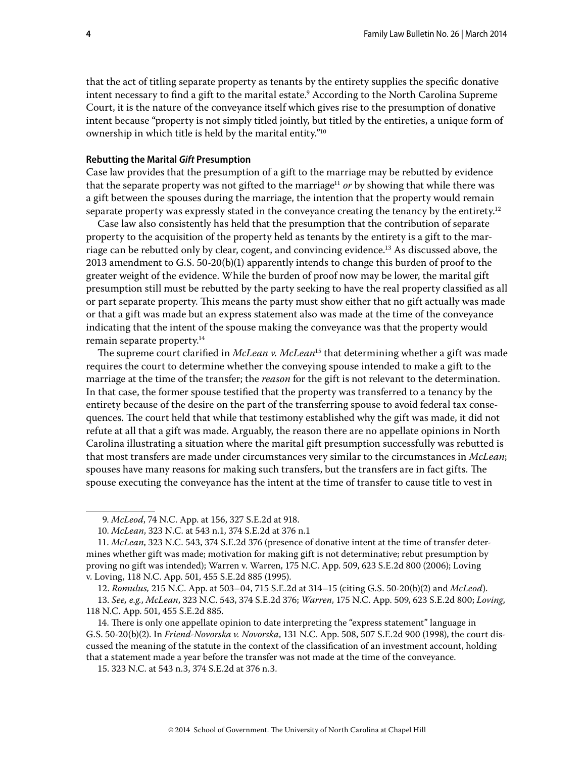that the act of titling separate property as tenants by the entirety supplies the specific donative intent necessary to find a gift to the marital estate.[9] According to the North Carolina Supreme Court, it is the nature of the conveyance itself which gives rise to the presumption of donative intent because "property is not simply titled jointly, but titled by the entireties, a unique form of ownership in which title is held by the marital entity."[10]

#### Rebutting the Marital *Gift* Presumption

Case law provides that the presumption of a gift to the marriage may be rebutted by evidence that the separate property was not gifted to the marriage[11] *or* by showing that while there was a gift between the spouses during the marriage, the intention that the property would remain separate property was expressly stated in the conveyance creating the tenancy by the entirety.[12]

Case law also consistently has held that the presumption that the contribution of separate property to the acquisition of the property held as tenants by the entirety is a gift to the marriage can be rebutted only by clear, cogent, and convincing evidence.[13] As discussed above, the 2013 amendment to G.S. 50-20(b)(1) apparently intends to change this burden of proof to the greater weight of the evidence. While the burden of proof now may be lower, the marital gift presumption still must be rebutted by the party seeking to have the real property classified as all or part separate property. This means the party must show either that no gift actually was made or that a gift was made but an express statement also was made at the time of the conveyance indicating that the intent of the spouse making the conveyance was that the property would remain separate property.[14]

The supreme court clarified in *McLean v. McLean*[15] that determining whether a gift was made requires the court to determine whether the conveying spouse intended to make a gift to the marriage at the time of the transfer; the *reason* for the gift is not relevant to the determination. In that case, the former spouse testified that the property was transferred to a tenancy by the entirety because of the desire on the part of the transferring spouse to avoid federal tax consequences. The court held that while that testimony established why the gift was made, it did not refute at all that a gift was made. Arguably, the reason there are no appellate opinions in North Carolina illustrating a situation where the marital gift presumption successfully was rebutted is that most transfers are made under circumstances very similar to the circumstances in *McLean*; spouses have many reasons for making such transfers, but the transfers are in fact gifts. The spouse executing the conveyance has the intent at the time of transfer to cause title to vest in

---

9. *McLeod*, 74 N.C. App. at 156, 327 S.E.2d at 918.

10. *McLean*, 323 N.C. at 543 n.1, 374 S.E.2d at 376 n.1

11. *McLean*, 323 N.C. 543, 374 S.E.2d 376 (presence of donative intent at the time of transfer determines whether gift was made; motivation for making gift is not determinative; rebut presumption by proving no gift was intended); Warren v. Warren, 175 N.C. App. 509, 623 S.E.2d 800 (2006); Loving v. Loving, 118 N.C. App. 501, 455 S.E.2d 885 (1995).

12. *Romulus,* 215 N.C. App. at 503–04, 715 S.E.2d at 314–15 (citing G.S. 50-20(b)(2) and *McLeod*).

13. *See, e.g.*, *McLean*, 323 N.C. 543, 374 S.E.2d 376; *Warren*, 175 N.C. App. 509, 623 S.E.2d 800; *Loving*, 118 N.C. App. 501, 455 S.E.2d 885.

14. There is only one appellate opinion to date interpreting the "express statement" language in G.S. 50-20(b)(2). In *Friend-Novorska v. Novorska*, 131 N.C. App. 508, 507 S.E.2d 900 (1998), the court discussed the meaning of the statute in the context of the classification of an investment account, holding that a statement made a year before the transfer was not made at the time of the conveyance.

15. 323 N.C. at 543 n.3, 374 S.E.2d at 376 n.3.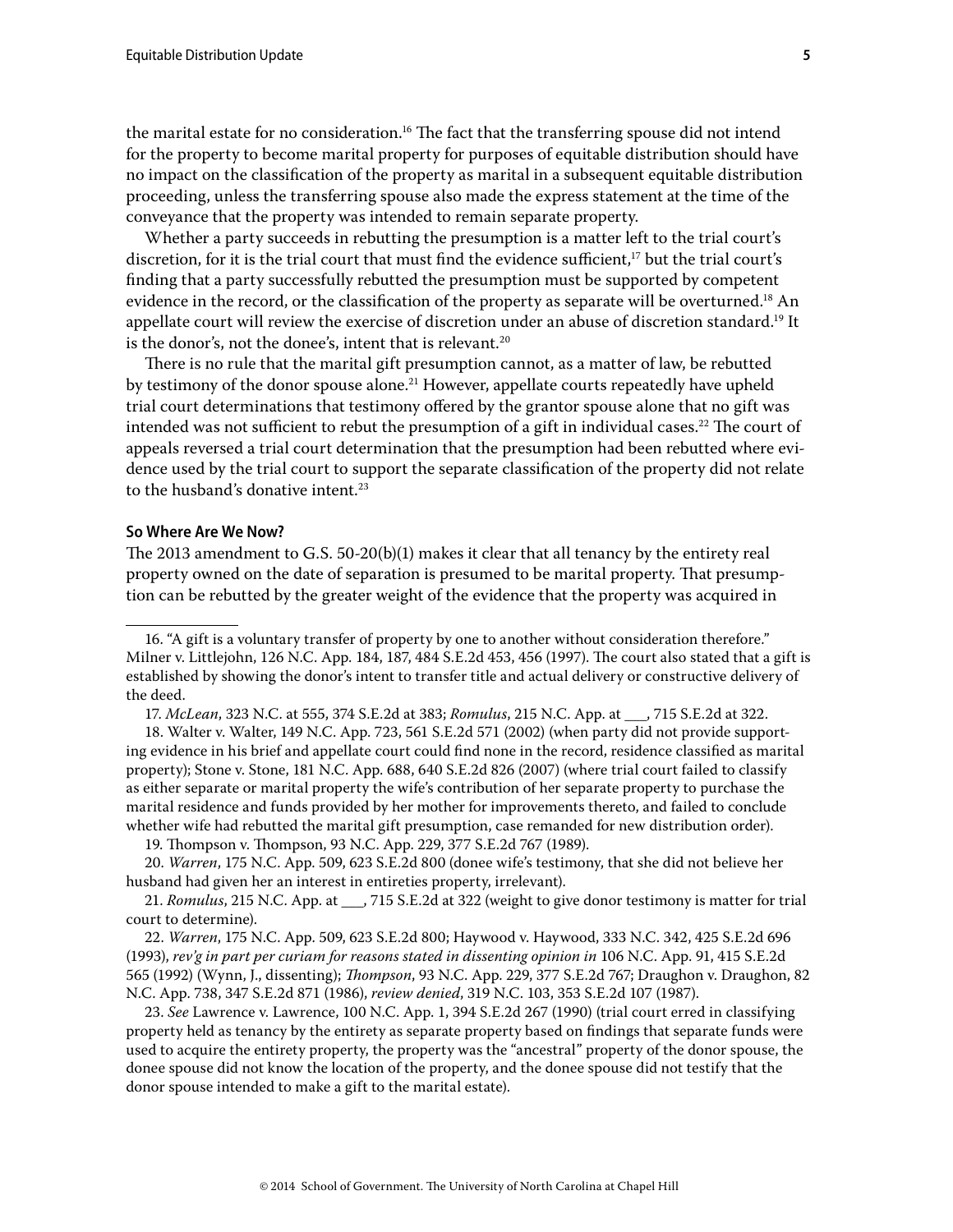the marital estate for no consideration.[16] The fact that the transferring spouse did not intend for the property to become marital property for purposes of equitable distribution should have no impact on the classification of the property as marital in a subsequent equitable distribution proceeding, unless the transferring spouse also made the express statement at the time of the conveyance that the property was intended to remain separate property.

Whether a party succeeds in rebutting the presumption is a matter left to the trial court's discretion, for it is the trial court that must find the evidence sufficient,[17] but the trial court's finding that a party successfully rebutted the presumption must be supported by competent evidence in the record, or the classification of the property as separate will be overturned.[18] An appellate court will review the exercise of discretion under an abuse of discretion standard.[19] It is the donor's, not the donee's, intent that is relevant.[20]

There is no rule that the marital gift presumption cannot, as a matter of law, be rebutted by testimony of the donor spouse alone.[21] However, appellate courts repeatedly have upheld trial court determinations that testimony offered by the grantor spouse alone that no gift was intended was not sufficient to rebut the presumption of a gift in individual cases.[22] The court of appeals reversed a trial court determination that the presumption had been rebutted where evidence used by the trial court to support the separate classification of the property did not relate to the husband's donative intent.[23]

### So Where Are We Now?

The 2013 amendment to G.S. 50-20(b)(1) makes it clear that all tenancy by the entirety real property owned on the date of separation is presumed to be marital property. That presumption can be rebutted by the greater weight of the evidence that the property was acquired in

---

16. "A gift is a voluntary transfer of property by one to another without consideration therefore." Milner v. Littlejohn, 126 N.C. App. 184, 187, 484 S.E.2d 453, 456 (1997). The court also stated that a gift is established by showing the donor's intent to transfer title and actual delivery or constructive delivery of the deed.

17. *McLean*, 323 N.C. at 555, 374 S.E.2d at 383; *Romulus*, 215 N.C. App. at ___, 715 S.E.2d at 322.

18. Walter v. Walter, 149 N.C. App. 723, 561 S.E.2d 571 (2002) (when party did not provide supporting evidence in his brief and appellate court could find none in the record, residence classified as marital property); Stone v. Stone, 181 N.C. App. 688, 640 S.E.2d 826 (2007) (where trial court failed to classify as either separate or marital property the wife's contribution of her separate property to purchase the marital residence and funds provided by her mother for improvements thereto, and failed to conclude whether wife had rebutted the marital gift presumption, case remanded for new distribution order).

19. Thompson v. Thompson, 93 N.C. App. 229, 377 S.E.2d 767 (1989).

20. *Warren*, 175 N.C. App. 509, 623 S.E.2d 800 (donee wife's testimony, that she did not believe her husband had given her an interest in entireties property, irrelevant).

21. *Romulus*, 215 N.C. App. at ___, 715 S.E.2d at 322 (weight to give donor testimony is matter for trial court to determine).

22. *Warren*, 175 N.C. App. 509, 623 S.E.2d 800; Haywood v. Haywood, 333 N.C. 342, 425 S.E.2d 696 (1993), *rev'g in part per curiam for reasons stated in dissenting opinion in* 106 N.C. App. 91, 415 S.E.2d 565 (1992) (Wynn, J., dissenting); *Thompson*, 93 N.C. App. 229, 377 S.E.2d 767; Draughon v. Draughon, 82 N.C. App. 738, 347 S.E.2d 871 (1986), *review denied*, 319 N.C. 103, 353 S.E.2d 107 (1987).

23. *See* Lawrence v. Lawrence, 100 N.C. App. 1, 394 S.E.2d 267 (1990) (trial court erred in classifying property held as tenancy by the entirety as separate property based on findings that separate funds were used to acquire the entirety property, the property was the "ancestral" property of the donor spouse, the donee spouse did not know the location of the property, and the donee spouse did not testify that the donor spouse intended to make a gift to the marital estate).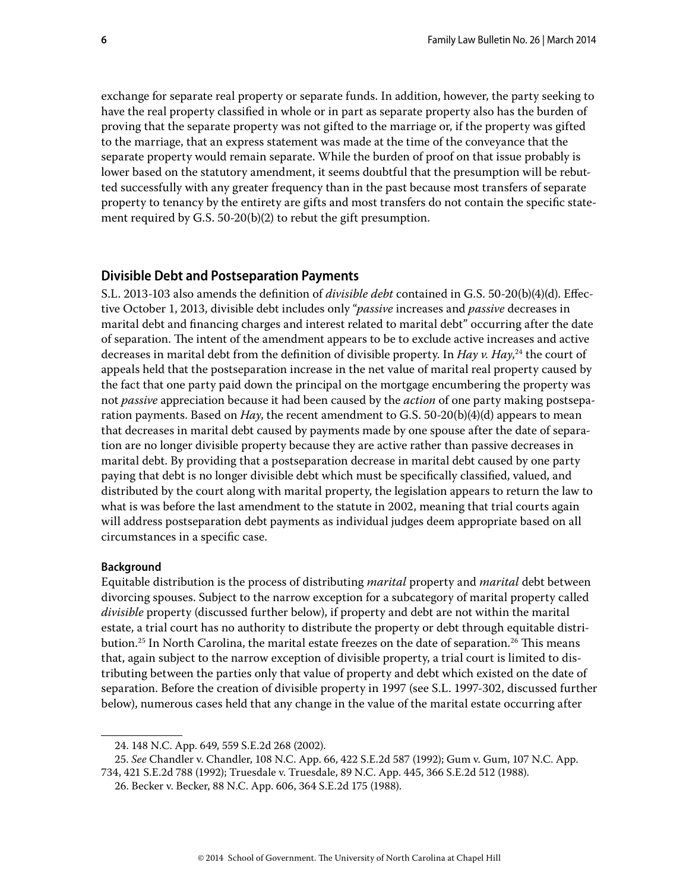exchange for separate real property or separate funds. In addition, however, the party seeking to have the real property classified in whole or in part as separate property also has the burden of proving that the separate property was not gifted to the marriage or, if the property was gifted to the marriage, that an express statement was made at the time of the conveyance that the separate property would remain separate. While the burden of proof on that issue probably is lower based on the statutory amendment, it seems doubtful that the presumption will be rebutted successfully with any greater frequency than in the past because most transfers of separate property to tenancy by the entirety are gifts and most transfers do not contain the specific statement required by G.S. 50-20(b)(2) to rebut the gift presumption.

## Divisible Debt and Postseparation Payments

S.L. 2013-103 also amends the definition of *divisible debt* contained in G.S. 50-20(b)(4)(d). Effective October 1, 2013, divisible debt includes only "*passive* increases and *passive* decreases in marital debt and financing charges and interest related to marital debt" occurring after the date of separation. The intent of the amendment appears to be to exclude active increases and active decreases in marital debt from the definition of divisible property. In *Hay v. Hay*,[24] the court of appeals held that the postseparation increase in the net value of marital real property caused by the fact that one party paid down the principal on the mortgage encumbering the property was not *passive* appreciation because it had been caused by the *action* of one party making postseparation payments. Based on *Hay*, the recent amendment to G.S. 50-20(b)(4)(d) appears to mean that decreases in marital debt caused by payments made by one spouse after the date of separation are no longer divisible property because they are active rather than passive decreases in marital debt. By providing that a postseparation decrease in marital debt caused by one party paying that debt is no longer divisible debt which must be specifically classified, valued, and distributed by the court along with marital property, the legislation appears to return the law to what is was before the last amendment to the statute in 2002, meaning that trial courts again will address postseparation debt payments as individual judges deem appropriate based on all circumstances in a specific case.

### Background

Equitable distribution is the process of distributing *marital* property and *marital* debt between divorcing spouses. Subject to the narrow exception for a subcategory of marital property called *divisible* property (discussed further below), if property and debt are not within the marital estate, a trial court has no authority to distribute the property or debt through equitable distribution.[25] In North Carolina, the marital estate freezes on the date of separation.[26] This means that, again subject to the narrow exception of divisible property, a trial court is limited to distributing between the parties only that value of property and debt which existed on the date of separation. Before the creation of divisible property in 1997 (see S.L. 1997-302, discussed further below), numerous cases held that any change in the value of the marital estate occurring after

24. 148 N.C. App. 649, 559 S.E.2d 268 (2002).

25. *See* Chandler v. Chandler, 108 N.C. App. 66, 422 S.E.2d 587 (1992); Gum v. Gum, 107 N.C. App. 734, 421 S.E.2d 788 (1992); Truesdale v. Truesdale, 89 N.C. App. 445, 366 S.E.2d 512 (1988).

26. Becker v. Becker, 88 N.C. App. 606, 364 S.E.2d 175 (1988).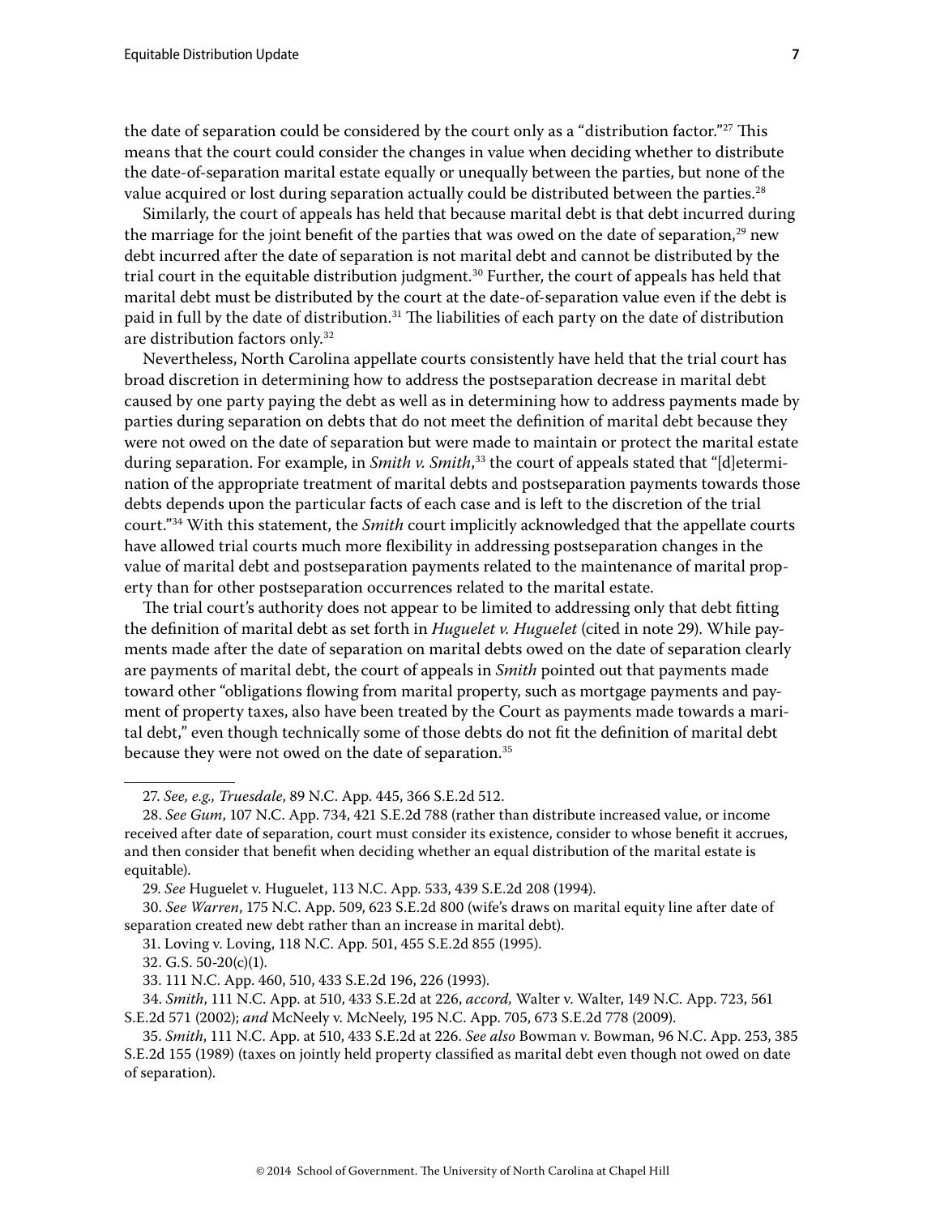the date of separation could be considered by the court only as a "distribution factor."[27] This means that the court could consider the changes in value when deciding whether to distribute the date-of-separation marital estate equally or unequally between the parties, but none of the value acquired or lost during separation actually could be distributed between the parties.[28]

Similarly, the court of appeals has held that because marital debt is that debt incurred during the marriage for the joint benefit of the parties that was owed on the date of separation,[29] new debt incurred after the date of separation is not marital debt and cannot be distributed by the trial court in the equitable distribution judgment.[30] Further, the court of appeals has held that marital debt must be distributed by the court at the date-of-separation value even if the debt is paid in full by the date of distribution.[31] The liabilities of each party on the date of distribution are distribution factors only.[32]

Nevertheless, North Carolina appellate courts consistently have held that the trial court has broad discretion in determining how to address the postseparation decrease in marital debt caused by one party paying the debt as well as in determining how to address payments made by parties during separation on debts that do not meet the definition of marital debt because they were not owed on the date of separation but were made to maintain or protect the marital estate during separation. For example, in *Smith v. Smith*,[33] the court of appeals stated that "[d]etermination of the appropriate treatment of marital debts and postseparation payments towards those debts depends upon the particular facts of each case and is left to the discretion of the trial court."[34] With this statement, the *Smith* court implicitly acknowledged that the appellate courts have allowed trial courts much more flexibility in addressing postseparation changes in the value of marital debt and postseparation payments related to the maintenance of marital property than for other postseparation occurrences related to the marital estate.

The trial court's authority does not appear to be limited to addressing only that debt fitting the definition of marital debt as set forth in *Huguelet v. Huguelet* (cited in note 29). While payments made after the date of separation on marital debts owed on the date of separation clearly are payments of marital debt, the court of appeals in *Smith* pointed out that payments made toward other "obligations flowing from marital property, such as mortgage payments and payment of property taxes, also have been treated by the Court as payments made towards a marital debt," even though technically some of those debts do not fit the definition of marital debt because they were not owed on the date of separation.[35]

---

27. *See, e.g., Truesdale*, 89 N.C. App. 445, 366 S.E.2d 512.

28. *See Gum*, 107 N.C. App. 734, 421 S.E.2d 788 (rather than distribute increased value, or income received after date of separation, court must consider its existence, consider to whose benefit it accrues, and then consider that benefit when deciding whether an equal distribution of the marital estate is equitable).

29. *See* Huguelet v. Huguelet, 113 N.C. App. 533, 439 S.E.2d 208 (1994).

30. *See Warren*, 175 N.C. App. 509, 623 S.E.2d 800 (wife's draws on marital equity line after date of separation created new debt rather than an increase in marital debt).

31. Loving v. Loving, 118 N.C. App. 501, 455 S.E.2d 855 (1995).

32. G.S. 50-20(c)(1).

33. 111 N.C. App. 460, 510, 433 S.E.2d 196, 226 (1993).

34. *Smith*, 111 N.C. App. at 510, 433 S.E.2d at 226, *accord,* Walter v. Walter, 149 N.C. App. 723, 561 S.E.2d 571 (2002); *and* McNeely v. McNeely, 195 N.C. App. 705, 673 S.E.2d 778 (2009).

35. *Smith*, 111 N.C. App. at 510, 433 S.E.2d at 226. *See also* Bowman v. Bowman, 96 N.C. App. 253, 385 S.E.2d 155 (1989) (taxes on jointly held property classified as marital debt even though not owed on date of separation).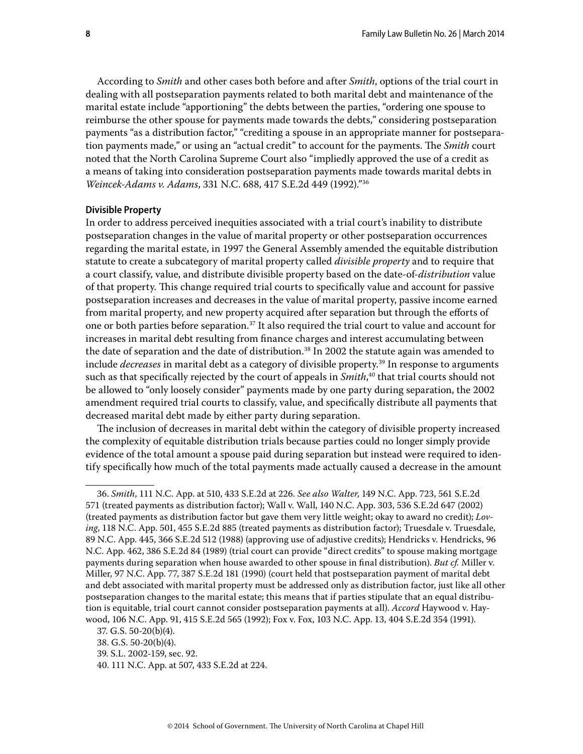According to *Smith* and other cases both before and after *Smith*, options of the trial court in dealing with all postseparation payments related to both marital debt and maintenance of the marital estate include "apportioning" the debts between the parties, "ordering one spouse to reimburse the other spouse for payments made towards the debts," considering postseparation payments "as a distribution factor," "crediting a spouse in an appropriate manner for postseparation payments made," or using an "actual credit" to account for the payments. The *Smith* court noted that the North Carolina Supreme Court also "impliedly approved the use of a credit as a means of taking into consideration postseparation payments made towards marital debts in *Weincek-Adams v. Adams*, 331 N.C. 688, 417 S.E.2d 449 (1992)."[36]

### Divisible Property

In order to address perceived inequities associated with a trial court's inability to distribute postseparation changes in the value of marital property or other postseparation occurrences regarding the marital estate, in 1997 the General Assembly amended the equitable distribution statute to create a subcategory of marital property called *divisible property* and to require that a court classify, value, and distribute divisible property based on the date-of-*distribution* value of that property. This change required trial courts to specifically value and account for passive postseparation increases and decreases in the value of marital property, passive income earned from marital property, and new property acquired after separation but through the efforts of one or both parties before separation.[37] It also required the trial court to value and account for increases in marital debt resulting from finance charges and interest accumulating between the date of separation and the date of distribution.[38] In 2002 the statute again was amended to include *decreases* in marital debt as a category of divisible property.[39] In response to arguments such as that specifically rejected by the court of appeals in *Smith*,[40] that trial courts should not be allowed to "only loosely consider" payments made by one party during separation, the 2002 amendment required trial courts to classify, value, and specifically distribute all payments that decreased marital debt made by either party during separation.

The inclusion of decreases in marital debt within the category of divisible property increased the complexity of equitable distribution trials because parties could no longer simply provide evidence of the total amount a spouse paid during separation but instead were required to identify specifically how much of the total payments made actually caused a decrease in the amount

---

36. *Smith*, 111 N.C. App. at 510, 433 S.E.2d at 226. *See also Walter*, 149 N.C. App. 723, 561 S.E.2d 571 (treated payments as distribution factor); Wall v. Wall, 140 N.C. App. 303, 536 S.E.2d 647 (2002) (treated payments as distribution factor but gave them very little weight; okay to award no credit); *Loving*, 118 N.C. App. 501, 455 S.E.2d 885 (treated payments as distribution factor); Truesdale v. Truesdale, 89 N.C. App. 445, 366 S.E.2d 512 (1988) (approving use of adjustive credits); Hendricks v. Hendricks, 96 N.C. App. 462, 386 S.E.2d 84 (1989) (trial court can provide "direct credits" to spouse making mortgage payments during separation when house awarded to other spouse in final distribution). *But cf.* Miller v. Miller, 97 N.C. App. 77, 387 S.E.2d 181 (1990) (court held that postseparation payment of marital debt and debt associated with marital property must be addressed only as distribution factor, just like all other postseparation changes to the marital estate; this means that if parties stipulate that an equal distribution is equitable, trial court cannot consider postseparation payments at all). *Accord* Haywood v. Haywood, 106 N.C. App. 91, 415 S.E.2d 565 (1992); Fox v. Fox, 103 N.C. App. 13, 404 S.E.2d 354 (1991).

37. G.S. 50-20(b)(4).

38. G.S. 50-20(b)(4).

39. S.L. 2002-159, sec. 92.

40. 111 N.C. App. at 507, 433 S.E.2d at 224.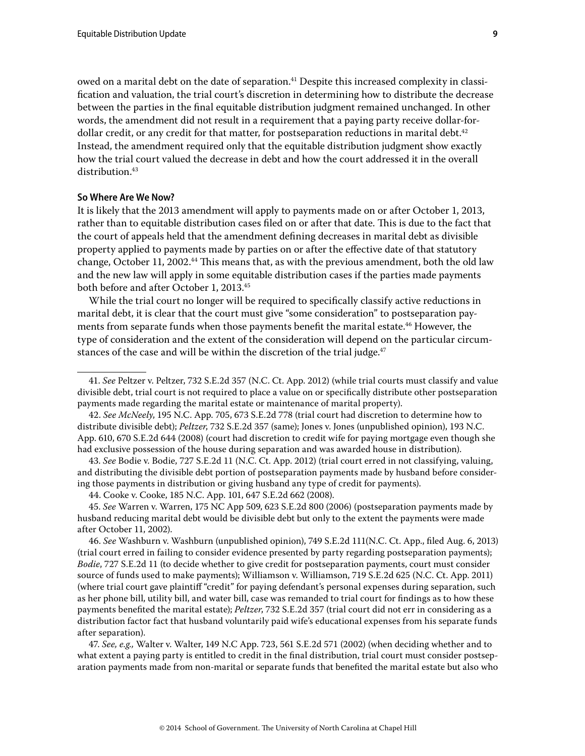owed on a marital debt on the date of separation.[41] Despite this increased complexity in classification and valuation, the trial court's discretion in determining how to distribute the decrease between the parties in the final equitable distribution judgment remained unchanged. In other words, the amendment did not result in a requirement that a paying party receive dollar-for-dollar credit, or any credit for that matter, for postseparation reductions in marital debt.[42] Instead, the amendment required only that the equitable distribution judgment show exactly how the trial court valued the decrease in debt and how the court addressed it in the overall distribution.[43]

**So Where Are We Now?**

It is likely that the 2013 amendment will apply to payments made on or after October 1, 2013, rather than to equitable distribution cases filed on or after that date. This is due to the fact that the court of appeals held that the amendment defining decreases in marital debt as divisible property applied to payments made by parties on or after the effective date of that statutory change, October 11, 2002.[44] This means that, as with the previous amendment, both the old law and the new law will apply in some equitable distribution cases if the parties made payments both before and after October 1, 2013.[45]

While the trial court no longer will be required to specifically classify active reductions in marital debt, it is clear that the court must give "some consideration" to postseparation payments from separate funds when those payments benefit the marital estate.[46] However, the type of consideration and the extent of the consideration will depend on the particular circumstances of the case and will be within the discretion of the trial judge.[47]

---

41. *See* Peltzer v. Peltzer, 732 S.E.2d 357 (N.C. Ct. App. 2012) (while trial courts must classify and value divisible debt, trial court is not required to place a value on or specifically distribute other postseparation payments made regarding the marital estate or maintenance of marital property).

42. *See McNeely*, 195 N.C. App. 705, 673 S.E.2d 778 (trial court had discretion to determine how to distribute divisible debt); *Peltzer*, 732 S.E.2d 357 (same); Jones v. Jones (unpublished opinion), 193 N.C. App. 610, 670 S.E.2d 644 (2008) (court had discretion to credit wife for paying mortgage even though she had exclusive possession of the house during separation and was awarded house in distribution).

43. *See* Bodie v. Bodie, 727 S.E.2d 11 (N.C. Ct. App. 2012) (trial court erred in not classifying, valuing, and distributing the divisible debt portion of postseparation payments made by husband before considering those payments in distribution or giving husband any type of credit for payments).

44. Cooke v. Cooke, 185 N.C. App. 101, 647 S.E.2d 662 (2008).

45. *See* Warren v. Warren, 175 NC App 509, 623 S.E.2d 800 (2006) (postseparation payments made by husband reducing marital debt would be divisible debt but only to the extent the payments were made after October 11, 2002).

46. *See* Washburn v. Washburn (unpublished opinion), 749 S.E.2d 111(N.C. Ct. App., filed Aug. 6, 2013) (trial court erred in failing to consider evidence presented by party regarding postseparation payments); *Bodie*, 727 S.E.2d 11 (to decide whether to give credit for postseparation payments, court must consider source of funds used to make payments); Williamson v. Williamson, 719 S.E.2d 625 (N.C. Ct. App. 2011) (where trial court gave plaintiff "credit" for paying defendant's personal expenses during separation, such as her phone bill, utility bill, and water bill, case was remanded to trial court for findings as to how these payments benefited the marital estate); *Peltzer*, 732 S.E.2d 357 (trial court did not err in considering as a distribution factor fact that husband voluntarily paid wife's educational expenses from his separate funds after separation).

47. *See, e.g.,* Walter v. Walter, 149 N.C App. 723, 561 S.E.2d 571 (2002) (when deciding whether and to what extent a paying party is entitled to credit in the final distribution, trial court must consider postseparation payments made from non-marital or separate funds that benefited the marital estate but also who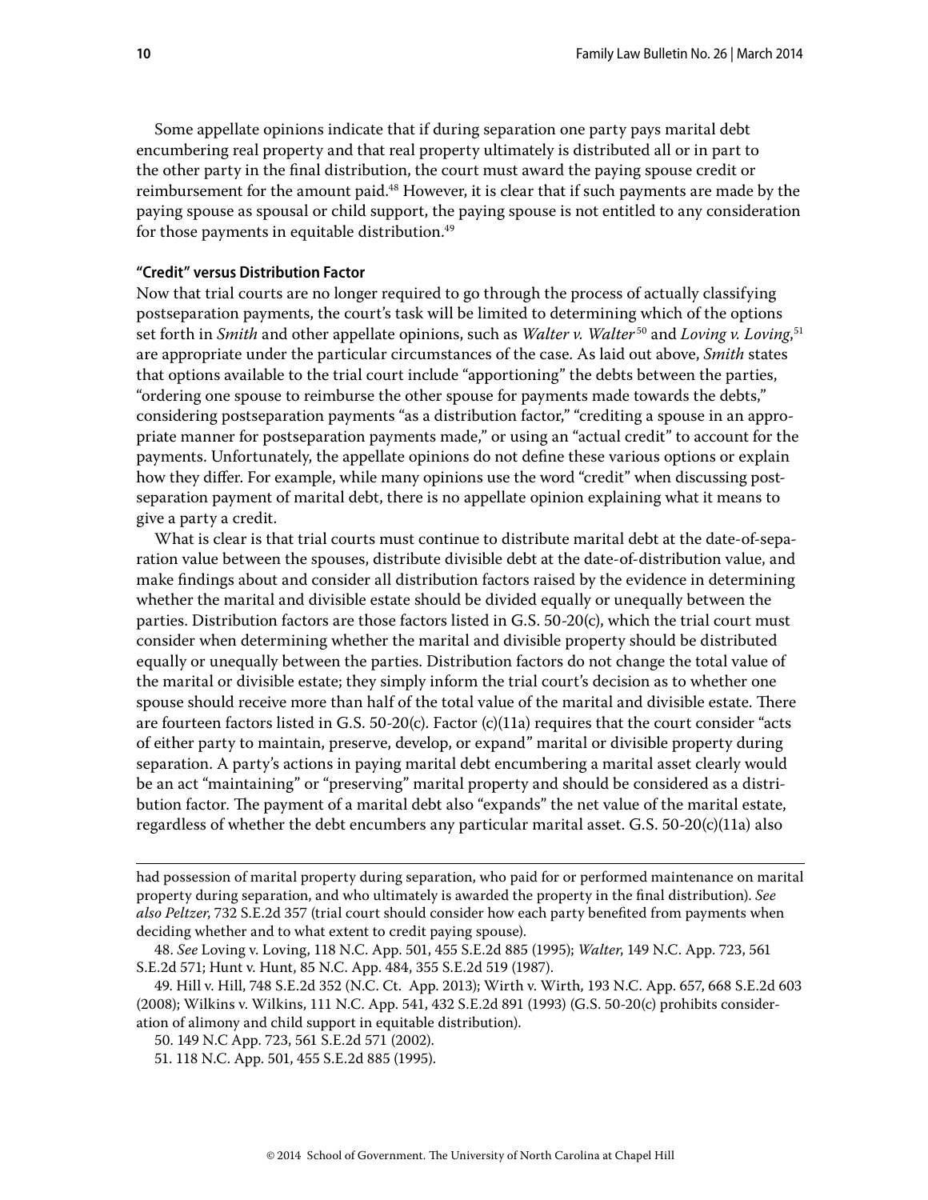Some appellate opinions indicate that if during separation one party pays marital debt encumbering real property and that real property ultimately is distributed all or in part to the other party in the final distribution, the court must award the paying spouse credit or reimbursement for the amount paid.[48] However, it is clear that if such payments are made by the paying spouse as spousal or child support, the paying spouse is not entitled to any consideration for those payments in equitable distribution.[49]

### "Credit" versus Distribution Factor

Now that trial courts are no longer required to go through the process of actually classifying postseparation payments, the court's task will be limited to determining which of the options set forth in *Smith* and other appellate opinions, such as *Walter v. Walter*[50] and *Loving v. Loving*,[51] are appropriate under the particular circumstances of the case. As laid out above, *Smith* states that options available to the trial court include "apportioning" the debts between the parties, "ordering one spouse to reimburse the other spouse for payments made towards the debts," considering postseparation payments "as a distribution factor," "crediting a spouse in an appropriate manner for postseparation payments made," or using an "actual credit" to account for the payments. Unfortunately, the appellate opinions do not define these various options or explain how they differ. For example, while many opinions use the word "credit" when discussing postseparation payment of marital debt, there is no appellate opinion explaining what it means to give a party a credit.

What is clear is that trial courts must continue to distribute marital debt at the date-of-separation value between the spouses, distribute divisible debt at the date-of-distribution value, and make findings about and consider all distribution factors raised by the evidence in determining whether the marital and divisible estate should be divided equally or unequally between the parties. Distribution factors are those factors listed in G.S. 50-20(c), which the trial court must consider when determining whether the marital and divisible property should be distributed equally or unequally between the parties. Distribution factors do not change the total value of the marital or divisible estate; they simply inform the trial court's decision as to whether one spouse should receive more than half of the total value of the marital and divisible estate. There are fourteen factors listed in G.S. 50-20(c). Factor (c)(11a) requires that the court consider "acts of either party to maintain, preserve, develop, or expand" marital or divisible property during separation. A party's actions in paying marital debt encumbering a marital asset clearly would be an act "maintaining" or "preserving" marital property and should be considered as a distribution factor. The payment of a marital debt also "expands" the net value of the marital estate, regardless of whether the debt encumbers any particular marital asset. G.S. 50-20(c)(11a) also

---

had possession of marital property during separation, who paid for or performed maintenance on marital property during separation, and who ultimately is awarded the property in the final distribution). *See also Peltzer*, 732 S.E.2d 357 (trial court should consider how each party benefited from payments when deciding whether and to what extent to credit paying spouse).

48. *See* Loving v. Loving, 118 N.C. App. 501, 455 S.E.2d 885 (1995); *Walter*, 149 N.C. App. 723, 561 S.E.2d 571; Hunt v. Hunt, 85 N.C. App. 484, 355 S.E.2d 519 (1987).

49. Hill v. Hill, 748 S.E.2d 352 (N.C. Ct. App. 2013); Wirth v. Wirth, 193 N.C. App. 657, 668 S.E.2d 603 (2008); Wilkins v. Wilkins, 111 N.C. App. 541, 432 S.E.2d 891 (1993) (G.S. 50-20(c) prohibits consideration of alimony and child support in equitable distribution).

50. 149 N.C App. 723, 561 S.E.2d 571 (2002).

51. 118 N.C. App. 501, 455 S.E.2d 885 (1995).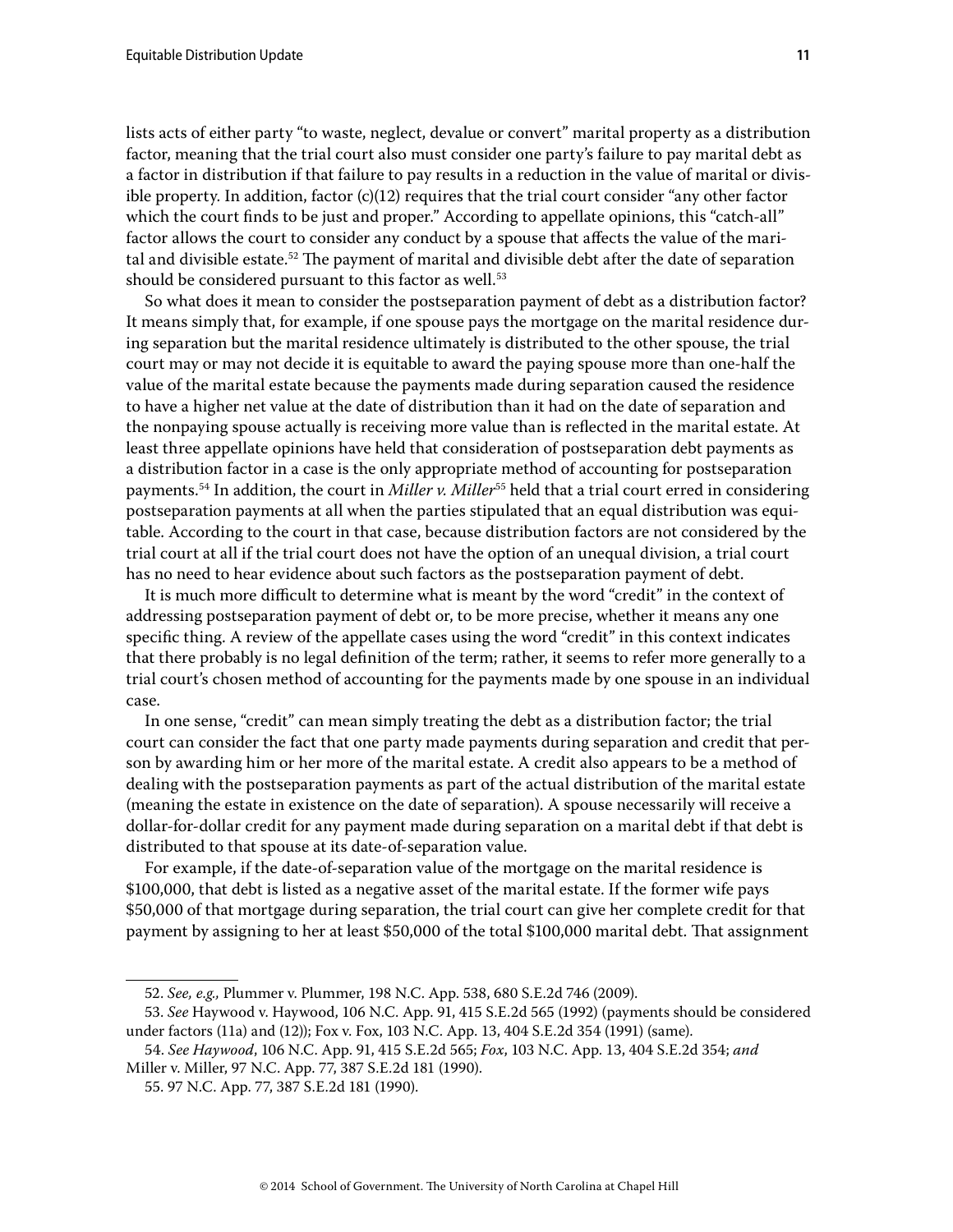lists acts of either party "to waste, neglect, devalue or convert" marital property as a distribution factor, meaning that the trial court also must consider one party's failure to pay marital debt as a factor in distribution if that failure to pay results in a reduction in the value of marital or divisible property. In addition, factor (c)(12) requires that the trial court consider "any other factor which the court finds to be just and proper." According to appellate opinions, this "catch-all" factor allows the court to consider any conduct by a spouse that affects the value of the marital and divisible estate.[52] The payment of marital and divisible debt after the date of separation should be considered pursuant to this factor as well.[53]

So what does it mean to consider the postseparation payment of debt as a distribution factor? It means simply that, for example, if one spouse pays the mortgage on the marital residence during separation but the marital residence ultimately is distributed to the other spouse, the trial court may or may not decide it is equitable to award the paying spouse more than one-half the value of the marital estate because the payments made during separation caused the residence to have a higher net value at the date of distribution than it had on the date of separation and the nonpaying spouse actually is receiving more value than is reflected in the marital estate. At least three appellate opinions have held that consideration of postseparation debt payments as a distribution factor in a case is the only appropriate method of accounting for postseparation payments.[54] In addition, the court in *Miller v. Miller*[55] held that a trial court erred in considering postseparation payments at all when the parties stipulated that an equal distribution was equitable. According to the court in that case, because distribution factors are not considered by the trial court at all if the trial court does not have the option of an unequal division, a trial court has no need to hear evidence about such factors as the postseparation payment of debt.

It is much more difficult to determine what is meant by the word "credit" in the context of addressing postseparation payment of debt or, to be more precise, whether it means any one specific thing. A review of the appellate cases using the word "credit" in this context indicates that there probably is no legal definition of the term; rather, it seems to refer more generally to a trial court's chosen method of accounting for the payments made by one spouse in an individual case.

In one sense, "credit" can mean simply treating the debt as a distribution factor; the trial court can consider the fact that one party made payments during separation and credit that person by awarding him or her more of the marital estate. A credit also appears to be a method of dealing with the postseparation payments as part of the actual distribution of the marital estate (meaning the estate in existence on the date of separation). A spouse necessarily will receive a dollar-for-dollar credit for any payment made during separation on a marital debt if that debt is distributed to that spouse at its date-of-separation value.

For example, if the date-of-separation value of the mortgage on the marital residence is $100,000, that debt is listed as a negative asset of the marital estate. If the former wife pays $50,000 of that mortgage during separation, the trial court can give her complete credit for that payment by assigning to her at least $50,000 of the total $100,000 marital debt. That assignment

---

52. *See, e.g.,* Plummer v. Plummer, 198 N.C. App. 538, 680 S.E.2d 746 (2009).

53. *See* Haywood v. Haywood, 106 N.C. App. 91, 415 S.E.2d 565 (1992) (payments should be considered under factors (11a) and (12)); Fox v. Fox, 103 N.C. App. 13, 404 S.E.2d 354 (1991) (same).

54. *See Haywood*, 106 N.C. App. 91, 415 S.E.2d 565; *Fox*, 103 N.C. App. 13, 404 S.E.2d 354; *and* Miller v. Miller, 97 N.C. App. 77, 387 S.E.2d 181 (1990).

55. 97 N.C. App. 77, 387 S.E.2d 181 (1990).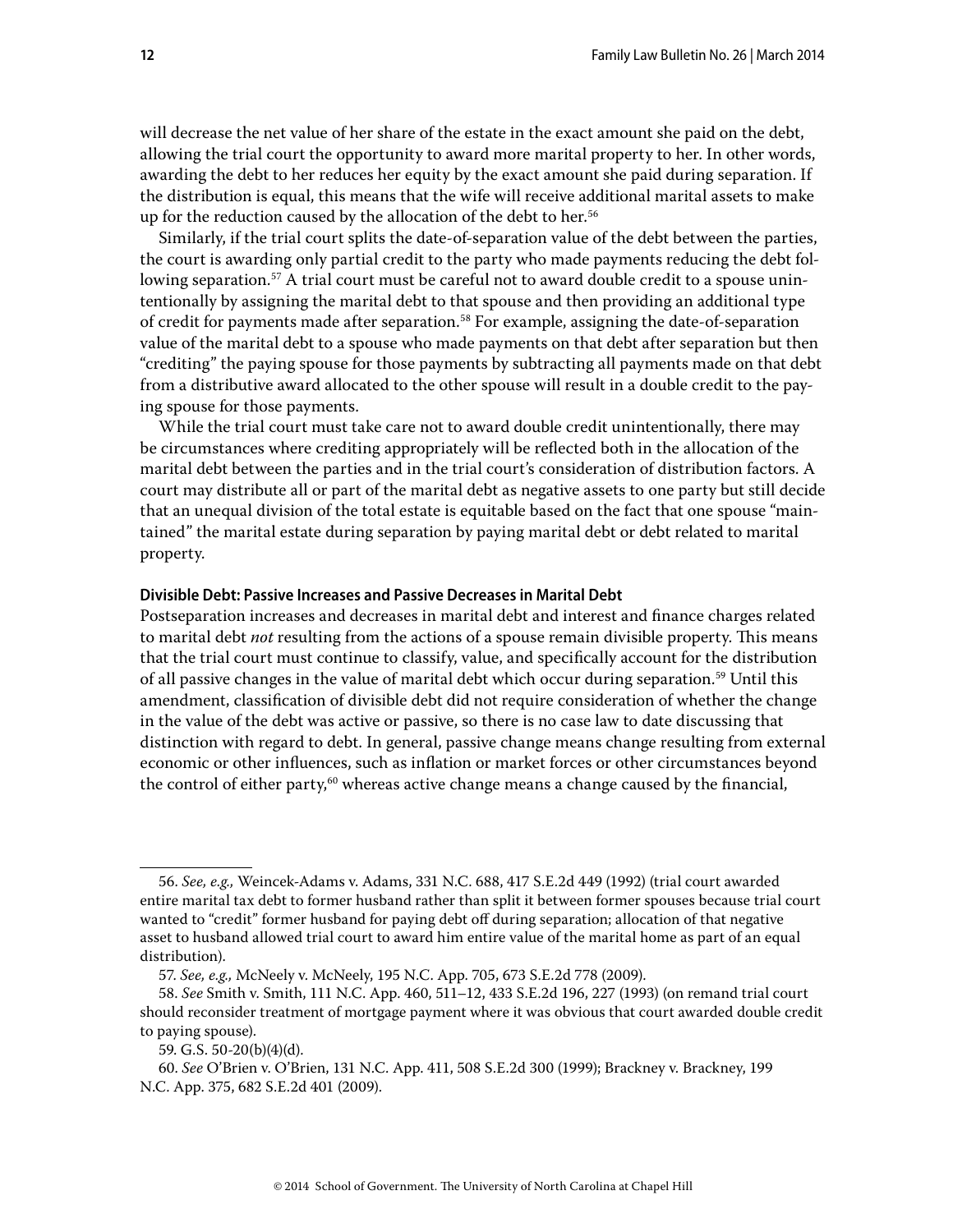will decrease the net value of her share of the estate in the exact amount she paid on the debt, allowing the trial court the opportunity to award more marital property to her. In other words, awarding the debt to her reduces her equity by the exact amount she paid during separation. If the distribution is equal, this means that the wife will receive additional marital assets to make up for the reduction caused by the allocation of the debt to her.[56]

Similarly, if the trial court splits the date-of-separation value of the debt between the parties, the court is awarding only partial credit to the party who made payments reducing the debt following separation.[57] A trial court must be careful not to award double credit to a spouse unintentionally by assigning the marital debt to that spouse and then providing an additional type of credit for payments made after separation.[58] For example, assigning the date-of-separation value of the marital debt to a spouse who made payments on that debt after separation but then "crediting" the paying spouse for those payments by subtracting all payments made on that debt from a distributive award allocated to the other spouse will result in a double credit to the paying spouse for those payments.

While the trial court must take care not to award double credit unintentionally, there may be circumstances where crediting appropriately will be reflected both in the allocation of the marital debt between the parties and in the trial court's consideration of distribution factors. A court may distribute all or part of the marital debt as negative assets to one party but still decide that an unequal division of the total estate is equitable based on the fact that one spouse "maintained" the marital estate during separation by paying marital debt or debt related to marital property.

#### Divisible Debt: Passive Increases and Passive Decreases in Marital Debt

Postseparation increases and decreases in marital debt and interest and finance charges related to marital debt *not* resulting from the actions of a spouse remain divisible property. This means that the trial court must continue to classify, value, and specifically account for the distribution of all passive changes in the value of marital debt which occur during separation.[59] Until this amendment, classification of divisible debt did not require consideration of whether the change in the value of the debt was active or passive, so there is no case law to date discussing that distinction with regard to debt. In general, passive change means change resulting from external economic or other influences, such as inflation or market forces or other circumstances beyond the control of either party,[60] whereas active change means a change caused by the financial,

---

56. *See, e.g.,* Weincek-Adams v. Adams, 331 N.C. 688, 417 S.E.2d 449 (1992) (trial court awarded entire marital tax debt to former husband rather than split it between former spouses because trial court wanted to "credit" former husband for paying debt off during separation; allocation of that negative asset to husband allowed trial court to award him entire value of the marital home as part of an equal distribution).

57. *See, e.g.,* McNeely v. McNeely, 195 N.C. App. 705, 673 S.E.2d 778 (2009).

58. *See* Smith v. Smith, 111 N.C. App. 460, 511–12, 433 S.E.2d 196, 227 (1993) (on remand trial court should reconsider treatment of mortgage payment where it was obvious that court awarded double credit to paying spouse).

59. G.S. 50-20(b)(4)(d).

60. *See* O'Brien v. O'Brien, 131 N.C. App. 411, 508 S.E.2d 300 (1999); Brackney v. Brackney, 199 N.C. App. 375, 682 S.E.2d 401 (2009).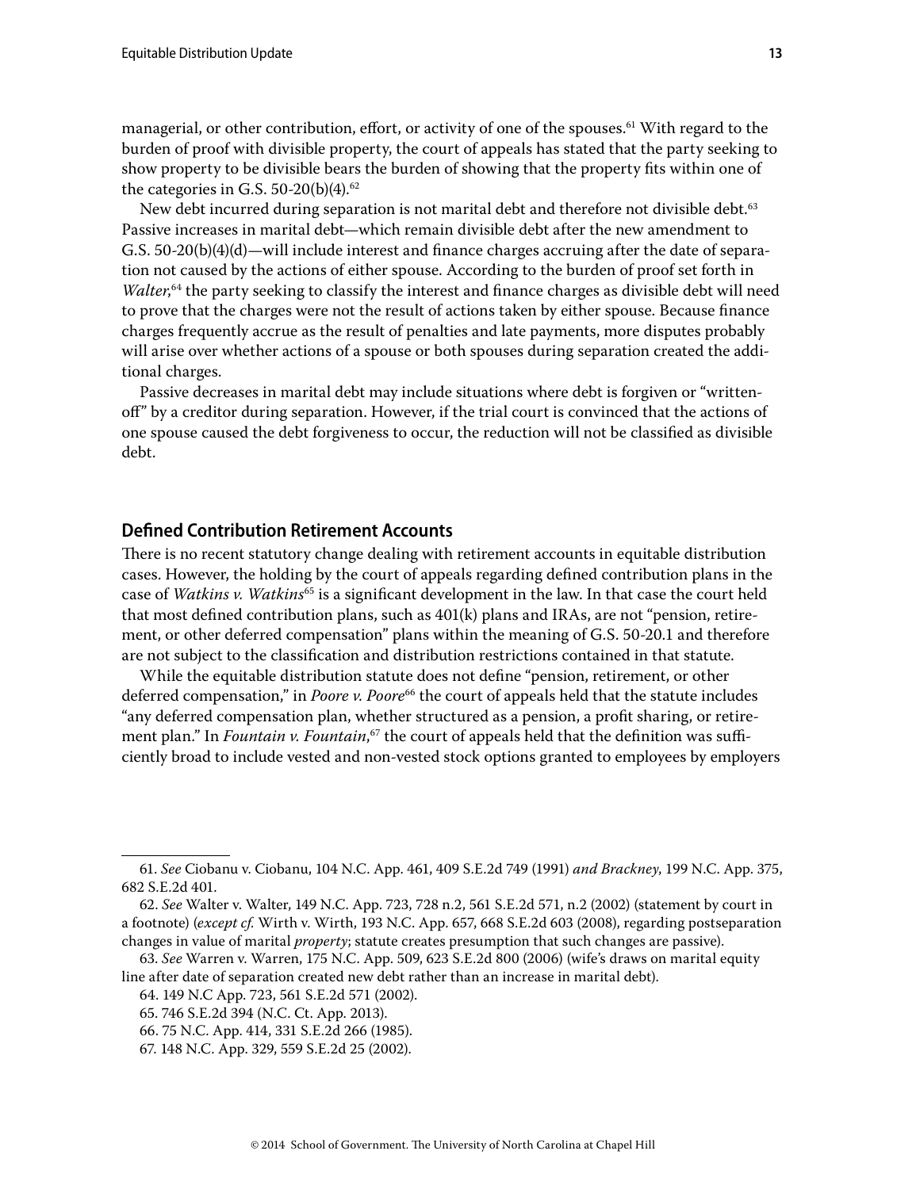managerial, or other contribution, effort, or activity of one of the spouses.[61] With regard to the burden of proof with divisible property, the court of appeals has stated that the party seeking to show property to be divisible bears the burden of showing that the property fits within one of the categories in G.S. 50-20(b)(4).[62]

New debt incurred during separation is not marital debt and therefore not divisible debt.[63] Passive increases in marital debt—which remain divisible debt after the new amendment to G.S. 50-20(b)(4)(d)—will include interest and finance charges accruing after the date of separation not caused by the actions of either spouse. According to the burden of proof set forth in *Walter*,[64] the party seeking to classify the interest and finance charges as divisible debt will need to prove that the charges were not the result of actions taken by either spouse. Because finance charges frequently accrue as the result of penalties and late payments, more disputes probably will arise over whether actions of a spouse or both spouses during separation created the additional charges.

Passive decreases in marital debt may include situations where debt is forgiven or "written-off" by a creditor during separation. However, if the trial court is convinced that the actions of one spouse caused the debt forgiveness to occur, the reduction will not be classified as divisible debt.

## Defined Contribution Retirement Accounts

There is no recent statutory change dealing with retirement accounts in equitable distribution cases. However, the holding by the court of appeals regarding defined contribution plans in the case of *Watkins v. Watkins*[65] is a significant development in the law. In that case the court held that most defined contribution plans, such as 401(k) plans and IRAs, are not "pension, retirement, or other deferred compensation" plans within the meaning of G.S. 50-20.1 and therefore are not subject to the classification and distribution restrictions contained in that statute.

While the equitable distribution statute does not define "pension, retirement, or other deferred compensation," in *Poore v. Poore*[66] the court of appeals held that the statute includes "any deferred compensation plan, whether structured as a pension, a profit sharing, or retirement plan." In *Fountain v. Fountain*,[67] the court of appeals held that the definition was sufficiently broad to include vested and non-vested stock options granted to employees by employers

---

61. *See* Ciobanu v. Ciobanu, 104 N.C. App. 461, 409 S.E.2d 749 (1991) *and Brackney*, 199 N.C. App. 375, 682 S.E.2d 401.

62. *See* Walter v. Walter, 149 N.C. App. 723, 728 n.2, 561 S.E.2d 571, n.2 (2002) (statement by court in a footnote) (*except cf.* Wirth v. Wirth, 193 N.C. App. 657, 668 S.E.2d 603 (2008), regarding postseparation changes in value of marital *property*; statute creates presumption that such changes are passive).

63. *See* Warren v. Warren, 175 N.C. App. 509, 623 S.E.2d 800 (2006) (wife's draws on marital equity line after date of separation created new debt rather than an increase in marital debt).

64. 149 N.C App. 723, 561 S.E.2d 571 (2002).

65. 746 S.E.2d 394 (N.C. Ct. App. 2013).

66. 75 N.C. App. 414, 331 S.E.2d 266 (1985).

67. 148 N.C. App. 329, 559 S.E.2d 25 (2002).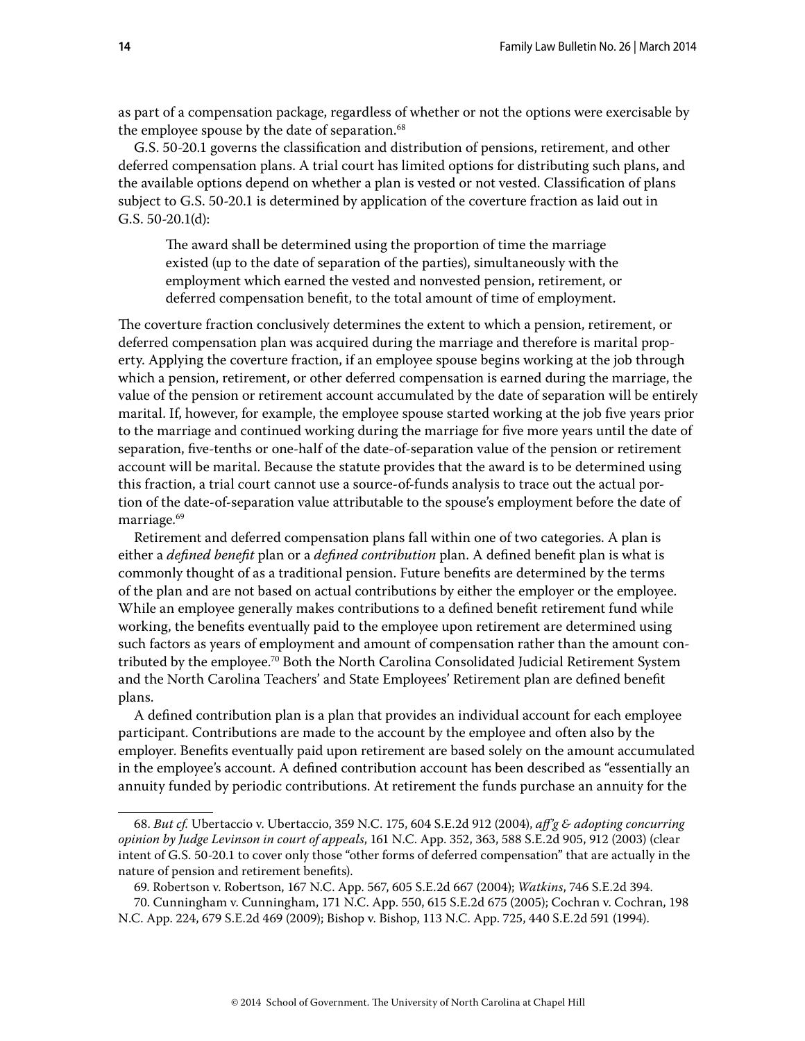as part of a compensation package, regardless of whether or not the options were exercisable by the employee spouse by the date of separation.[68]

G.S. 50-20.1 governs the classification and distribution of pensions, retirement, and other deferred compensation plans. A trial court has limited options for distributing such plans, and the available options depend on whether a plan is vested or not vested. Classification of plans subject to G.S. 50-20.1 is determined by application of the coverture fraction as laid out in G.S. 50-20.1(d):

> The award shall be determined using the proportion of time the marriage existed (up to the date of separation of the parties), simultaneously with the employment which earned the vested and nonvested pension, retirement, or deferred compensation benefit, to the total amount of time of employment.

The coverture fraction conclusively determines the extent to which a pension, retirement, or deferred compensation plan was acquired during the marriage and therefore is marital property. Applying the coverture fraction, if an employee spouse begins working at the job through which a pension, retirement, or other deferred compensation is earned during the marriage, the value of the pension or retirement account accumulated by the date of separation will be entirely marital. If, however, for example, the employee spouse started working at the job five years prior to the marriage and continued working during the marriage for five more years until the date of separation, five-tenths or one-half of the date-of-separation value of the pension or retirement account will be marital. Because the statute provides that the award is to be determined using this fraction, a trial court cannot use a source-of-funds analysis to trace out the actual portion of the date-of-separation value attributable to the spouse's employment before the date of marriage.[69]

Retirement and deferred compensation plans fall within one of two categories. A plan is either a *defined benefit* plan or a *defined contribution* plan. A defined benefit plan is what is commonly thought of as a traditional pension. Future benefits are determined by the terms of the plan and are not based on actual contributions by either the employer or the employee. While an employee generally makes contributions to a defined benefit retirement fund while working, the benefits eventually paid to the employee upon retirement are determined using such factors as years of employment and amount of compensation rather than the amount contributed by the employee.[70] Both the North Carolina Consolidated Judicial Retirement System and the North Carolina Teachers' and State Employees' Retirement plan are defined benefit plans.

A defined contribution plan is a plan that provides an individual account for each employee participant. Contributions are made to the account by the employee and often also by the employer. Benefits eventually paid upon retirement are based solely on the amount accumulated in the employee's account. A defined contribution account has been described as "essentially an annuity funded by periodic contributions. At retirement the funds purchase an annuity for the

---

68. *But cf.* Ubertaccio v. Ubertaccio, 359 N.C. 175, 604 S.E.2d 912 (2004), *aff'g & adopting concurring opinion by Judge Levinson in court of appeals*, 161 N.C. App. 352, 363, 588 S.E.2d 905, 912 (2003) (clear intent of G.S. 50-20.1 to cover only those "other forms of deferred compensation" that are actually in the nature of pension and retirement benefits).

69. Robertson v. Robertson, 167 N.C. App. 567, 605 S.E.2d 667 (2004); *Watkins*, 746 S.E.2d 394.

70. Cunningham v. Cunningham, 171 N.C. App. 550, 615 S.E.2d 675 (2005); Cochran v. Cochran, 198 N.C. App. 224, 679 S.E.2d 469 (2009); Bishop v. Bishop, 113 N.C. App. 725, 440 S.E.2d 591 (1994).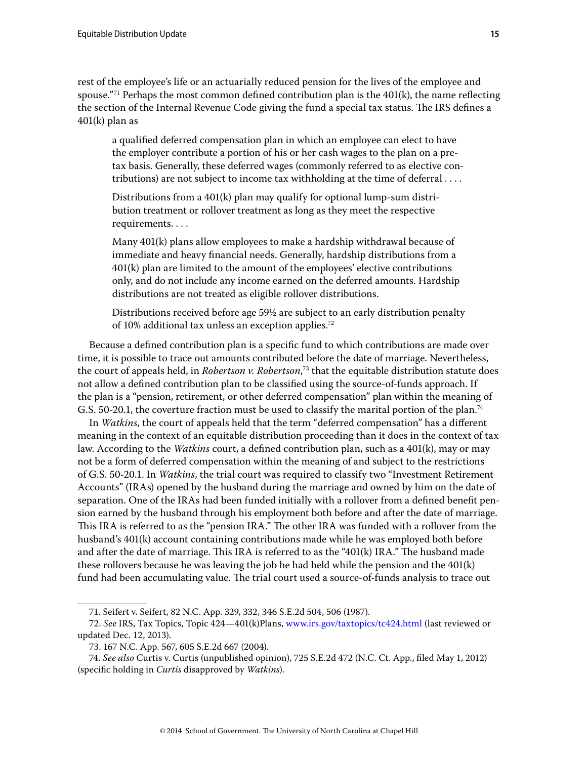rest of the employee's life or an actuarially reduced pension for the lives of the employee and spouse."[71] Perhaps the most common defined contribution plan is the 401(k), the name reflecting the section of the Internal Revenue Code giving the fund a special tax status. The IRS defines a 401(k) plan as

> a qualified deferred compensation plan in which an employee can elect to have the employer contribute a portion of his or her cash wages to the plan on a pre-tax basis. Generally, these deferred wages (commonly referred to as elective contributions) are not subject to income tax withholding at the time of deferral . . . .
>
> Distributions from a 401(k) plan may qualify for optional lump-sum distribution treatment or rollover treatment as long as they meet the respective requirements. . . .
>
> Many 401(k) plans allow employees to make a hardship withdrawal because of immediate and heavy financial needs. Generally, hardship distributions from a 401(k) plan are limited to the amount of the employees' elective contributions only, and do not include any income earned on the deferred amounts. Hardship distributions are not treated as eligible rollover distributions.
>
> Distributions received before age 59½ are subject to an early distribution penalty of 10% additional tax unless an exception applies.[72]

Because a defined contribution plan is a specific fund to which contributions are made over time, it is possible to trace out amounts contributed before the date of marriage. Nevertheless, the court of appeals held, in *Robertson v. Robertson*,[73] that the equitable distribution statute does not allow a defined contribution plan to be classified using the source-of-funds approach. If the plan is a "pension, retirement, or other deferred compensation" plan within the meaning of G.S. 50-20.1, the coverture fraction must be used to classify the marital portion of the plan.[74]

In *Watkins*, the court of appeals held that the term "deferred compensation" has a different meaning in the context of an equitable distribution proceeding than it does in the context of tax law. According to the *Watkins* court, a defined contribution plan, such as a 401(k), may or may not be a form of deferred compensation within the meaning of and subject to the restrictions of G.S. 50-20.1. In *Watkins*, the trial court was required to classify two "Investment Retirement Accounts" (IRAs) opened by the husband during the marriage and owned by him on the date of separation. One of the IRAs had been funded initially with a rollover from a defined benefit pension earned by the husband through his employment both before and after the date of marriage. This IRA is referred to as the "pension IRA." The other IRA was funded with a rollover from the husband's 401(k) account containing contributions made while he was employed both before and after the date of marriage. This IRA is referred to as the "401(k) IRA." The husband made these rollovers because he was leaving the job he had held while the pension and the 401(k) fund had been accumulating value. The trial court used a source-of-funds analysis to trace out

---

71. Seifert v. Seifert, 82 N.C. App. 329, 332, 346 S.E.2d 504, 506 (1987).

72. *See* IRS, Tax Topics, Topic 424—401(k)Plans, www.irs.gov/taxtopics/tc424.html (last reviewed or updated Dec. 12, 2013).

73. 167 N.C. App. 567, 605 S.E.2d 667 (2004).

74. *See also* Curtis v. Curtis (unpublished opinion), 725 S.E.2d 472 (N.C. Ct. App., filed May 1, 2012) (specific holding in *Curtis* disapproved by *Watkins*).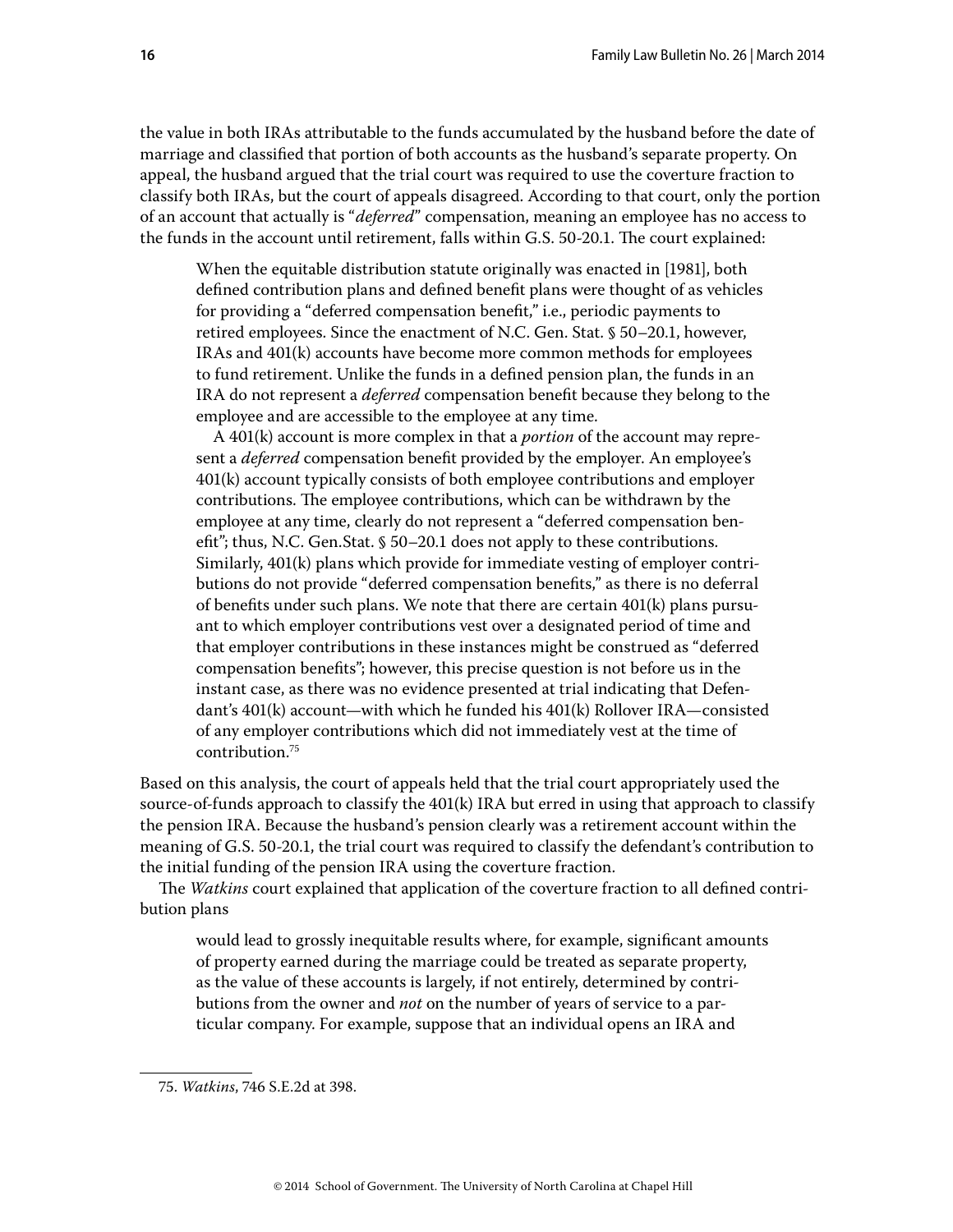the value in both IRAs attributable to the funds accumulated by the husband before the date of marriage and classified that portion of both accounts as the husband's separate property. On appeal, the husband argued that the trial court was required to use the coverture fraction to classify both IRAs, but the court of appeals disagreed. According to that court, only the portion of an account that actually is "*deferred*" compensation, meaning an employee has no access to the funds in the account until retirement, falls within G.S. 50-20.1. The court explained:

> When the equitable distribution statute originally was enacted in [1981], both defined contribution plans and defined benefit plans were thought of as vehicles for providing a "deferred compensation benefit," i.e., periodic payments to retired employees. Since the enactment of N.C. Gen. Stat. § 50–20.1, however, IRAs and 401(k) accounts have become more common methods for employees to fund retirement. Unlike the funds in a defined pension plan, the funds in an IRA do not represent a *deferred* compensation benefit because they belong to the employee and are accessible to the employee at any time.
>
> A 401(k) account is more complex in that a *portion* of the account may represent a *deferred* compensation benefit provided by the employer. An employee's 401(k) account typically consists of both employee contributions and employer contributions. The employee contributions, which can be withdrawn by the employee at any time, clearly do not represent a "deferred compensation benefit"; thus, N.C. Gen.Stat. § 50–20.1 does not apply to these contributions. Similarly, 401(k) plans which provide for immediate vesting of employer contributions do not provide "deferred compensation benefits," as there is no deferral of benefits under such plans. We note that there are certain 401(k) plans pursuant to which employer contributions vest over a designated period of time and that employer contributions in these instances might be construed as "deferred compensation benefits"; however, this precise question is not before us in the instant case, as there was no evidence presented at trial indicating that Defendant's 401(k) account—with which he funded his 401(k) Rollover IRA—consisted of any employer contributions which did not immediately vest at the time of contribution.[75]

Based on this analysis, the court of appeals held that the trial court appropriately used the source-of-funds approach to classify the 401(k) IRA but erred in using that approach to classify the pension IRA. Because the husband's pension clearly was a retirement account within the meaning of G.S. 50-20.1, the trial court was required to classify the defendant's contribution to the initial funding of the pension IRA using the coverture fraction.

The *Watkins* court explained that application of the coverture fraction to all defined contribution plans

> would lead to grossly inequitable results where, for example, significant amounts of property earned during the marriage could be treated as separate property, as the value of these accounts is largely, if not entirely, determined by contributions from the owner and *not* on the number of years of service to a particular company. For example, suppose that an individual opens an IRA and

---

75. *Watkins*, 746 S.E.2d at 398.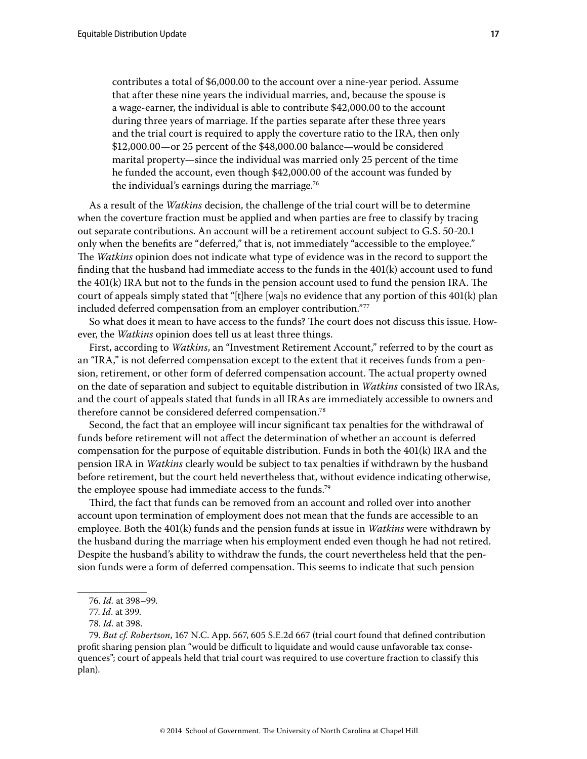> contributes a total of $6,000.00 to the account over a nine-year period. Assume that after these nine years the individual marries, and, because the spouse is a wage-earner, the individual is able to contribute $42,000.00 to the account during three years of marriage. If the parties separate after these three years and the trial court is required to apply the coverture ratio to the IRA, then only $12,000.00—or 25 percent of the $48,000.00 balance—would be considered marital property—since the individual was married only 25 percent of the time he funded the account, even though $42,000.00 of the account was funded by the individual's earnings during the marriage.[76]

As a result of the *Watkins* decision, the challenge of the trial court will be to determine when the coverture fraction must be applied and when parties are free to classify by tracing out separate contributions. An account will be a retirement account subject to G.S. 50-20.1 only when the benefits are "deferred," that is, not immediately "accessible to the employee." The *Watkins* opinion does not indicate what type of evidence was in the record to support the finding that the husband had immediate access to the funds in the 401(k) account used to fund the 401(k) IRA but not to the funds in the pension account used to fund the pension IRA. The court of appeals simply stated that "[t]here [wa]s no evidence that any portion of this 401(k) plan included deferred compensation from an employer contribution."[77]

So what does it mean to have access to the funds? The court does not discuss this issue. However, the *Watkins* opinion does tell us at least three things.

First, according to *Watkins*, an "Investment Retirement Account," referred to by the court as an "IRA," is not deferred compensation except to the extent that it receives funds from a pension, retirement, or other form of deferred compensation account. The actual property owned on the date of separation and subject to equitable distribution in *Watkins* consisted of two IRAs, and the court of appeals stated that funds in all IRAs are immediately accessible to owners and therefore cannot be considered deferred compensation.[78]

Second, the fact that an employee will incur significant tax penalties for the withdrawal of funds before retirement will not affect the determination of whether an account is deferred compensation for the purpose of equitable distribution. Funds in both the 401(k) IRA and the pension IRA in *Watkins* clearly would be subject to tax penalties if withdrawn by the husband before retirement, but the court held nevertheless that, without evidence indicating otherwise, the employee spouse had immediate access to the funds.[79]

Third, the fact that funds can be removed from an account and rolled over into another account upon termination of employment does not mean that the funds are accessible to an employee. Both the 401(k) funds and the pension funds at issue in *Watkins* were withdrawn by the husband during the marriage when his employment ended even though he had not retired. Despite the husband's ability to withdraw the funds, the court nevertheless held that the pension funds were a form of deferred compensation. This seems to indicate that such pension

---

76. *Id.* at 398–99.

77. *Id*. at 399.

78. *Id.* at 398.

79. *But cf. Robertson*, 167 N.C. App. 567, 605 S.E.2d 667 (trial court found that defined contribution profit sharing pension plan "would be difficult to liquidate and would cause unfavorable tax consequences"; court of appeals held that trial court was required to use coverture fraction to classify this plan).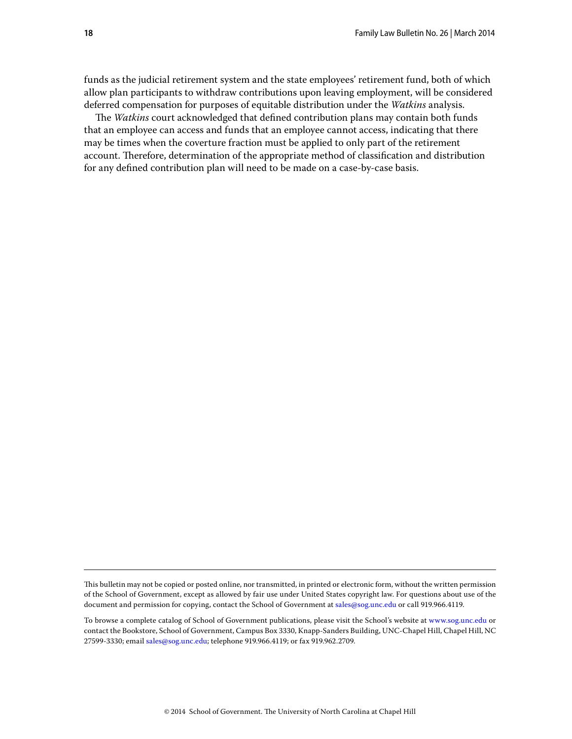funds as the judicial retirement system and the state employees' retirement fund, both of which allow plan participants to withdraw contributions upon leaving employment, will be considered deferred compensation for purposes of equitable distribution under the *Watkins* analysis.

The *Watkins* court acknowledged that defined contribution plans may contain both funds that an employee can access and funds that an employee cannot access, indicating that there may be times when the coverture fraction must be applied to only part of the retirement account. Therefore, determination of the appropriate method of classification and distribution for any defined contribution plan will need to be made on a case-by-case basis.

---

This bulletin may not be copied or posted online, nor transmitted, in printed or electronic form, without the written permission of the School of Government, except as allowed by fair use under United States copyright law. For questions about use of the document and permission for copying, contact the School of Government at sales@sog.unc.edu or call 919.966.4119.

To browse a complete catalog of School of Government publications, please visit the School's website at www.sog.unc.edu or contact the Bookstore, School of Government, Campus Box 3330, Knapp-Sanders Building, UNC-Chapel Hill, Chapel Hill, NC 27599-3330; email sales@sog.unc.edu; telephone 919.966.4119; or fax 919.962.2709.

© 2014 School of Government. The University of North Carolina at Chapel Hill